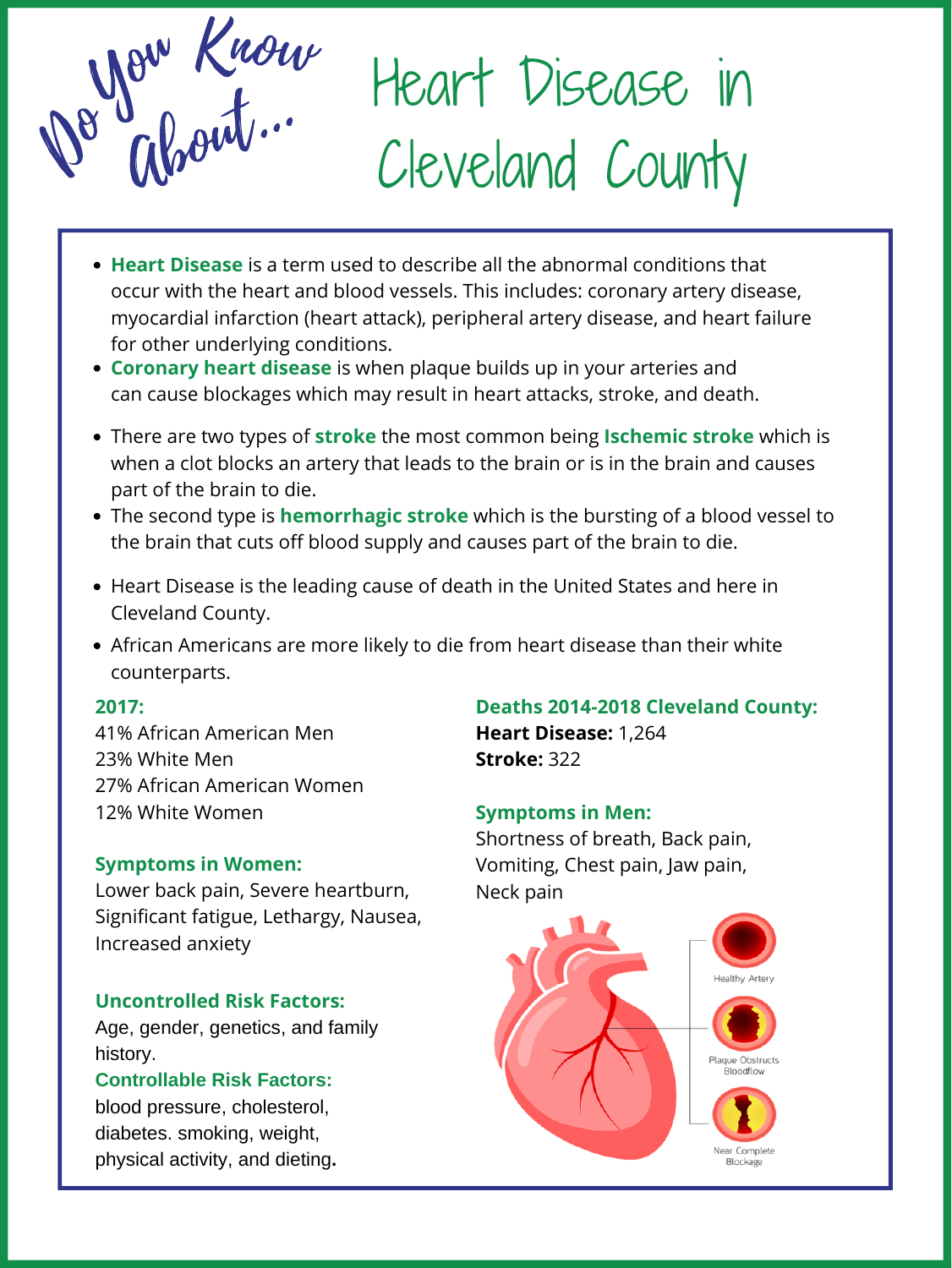*Do You Know About...*

# Heart Disease in Cleveland County

- **Heart Disease** is a term used to describe all the abnormal conditions that occur with the heart and blood vessels. This includes: coronary artery disease, myocardial infarction (heart attack), peripheral artery disease, and heart failure for other underlying conditions.
- **Coronary heart disease** is when plaque builds up in your arteries and can cause blockages which may result in heart attacks, stroke, and death.
- There are two types of **stroke** the most common being **Ischemic stroke** which is when a clot blocks an artery that leads to the brain or is in the brain and causes part of the brain to die.
- The second type is **hemorrhagic stroke** which is the bursting of a blood vessel to the brain that cuts off blood supply and causes part of the brain to die.
- Heart Disease is the leading cause of death in the United States and here in Cleveland County.
- African Americans are more likely to die from heart disease than their white counterparts.

**2017:**
41% African American Men
23% White Men
27% African American Women
12% White Women

**Symptoms in Women:**
Lower back pain, Severe heartburn, Significant fatigue, Lethargy, Nausea, Increased anxiety

**Uncontrolled Risk Factors:**
Age, gender, genetics, and family history.

**Controllable Risk Factors:**
blood pressure, cholesterol, diabetes. smoking, weight, physical activity, and dieting.

**Deaths 2014-2018 Cleveland County:**
**Heart Disease:** 1,264
**Stroke:** 322

**Symptoms in Men:**
Shortness of breath, Back pain, Vomiting, Chest pain, Jaw pain, Neck pain

Healthy Artery
Plaque Obstructs Bloodflow
Near Complete Blockage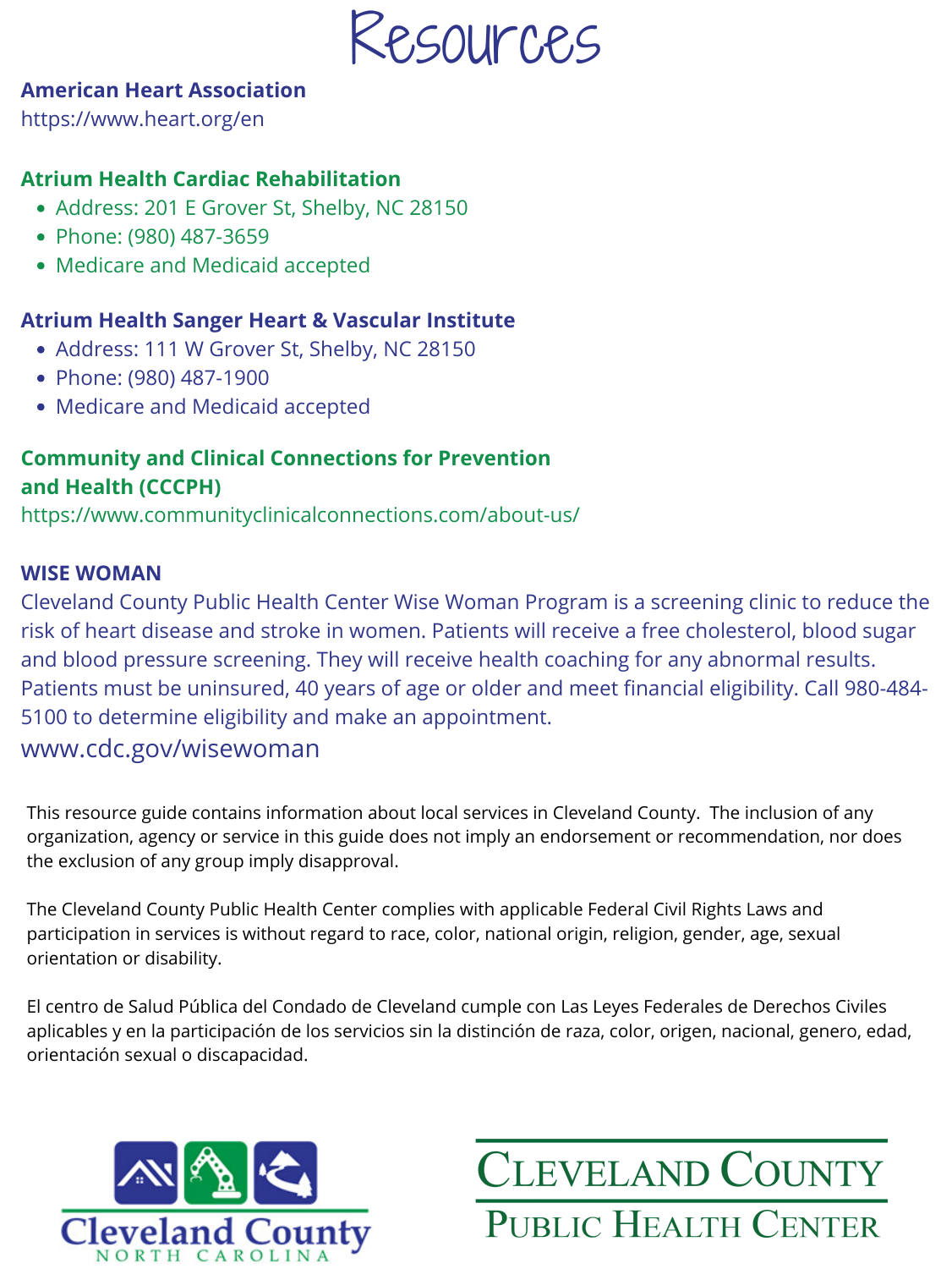# Resources

**American Heart Association**
https://www.heart.org/en

**Atrium Health Cardiac Rehabilitation**

- Address: 201 E Grover St, Shelby, NC 28150
- Phone: (980) 487-3659
- Medicare and Medicaid accepted

**Atrium Health Sanger Heart & Vascular Institute**

- Address: 111 W Grover St, Shelby, NC 28150
- Phone: (980) 487-1900
- Medicare and Medicaid accepted

**Community and Clinical Connections for Prevention and Health (CCCPH)**
https://www.communityclinicalconnections.com/about-us/

**WISE WOMAN**
Cleveland County Public Health Center Wise Woman Program is a screening clinic to reduce the risk of heart disease and stroke in women. Patients will receive a free cholesterol, blood sugar and blood pressure screening. They will receive health coaching for any abnormal results. Patients must be uninsured, 40 years of age or older and meet financial eligibility. Call 980-484-5100 to determine eligibility and make an appointment.
www.cdc.gov/wisewoman

This resource guide contains information about local services in Cleveland County. The inclusion of any organization, agency or service in this guide does not imply an endorsement or recommendation, nor does the exclusion of any group imply disapproval.

The Cleveland County Public Health Center complies with applicable Federal Civil Rights Laws and participation in services is without regard to race, color, national origin, religion, gender, age, sexual orientation or disability.

El centro de Salud Pública del Condado de Cleveland cumple con Las Leyes Federales de Derechos Civiles aplicables y en la participación de los servicios sin la distinción de raza, color, origen, nacional, genero, edad, orientación sexual o discapacidad.

Cleveland County
NORTH CAROLINA

CLEVELAND COUNTY
PUBLIC HEALTH CENTER